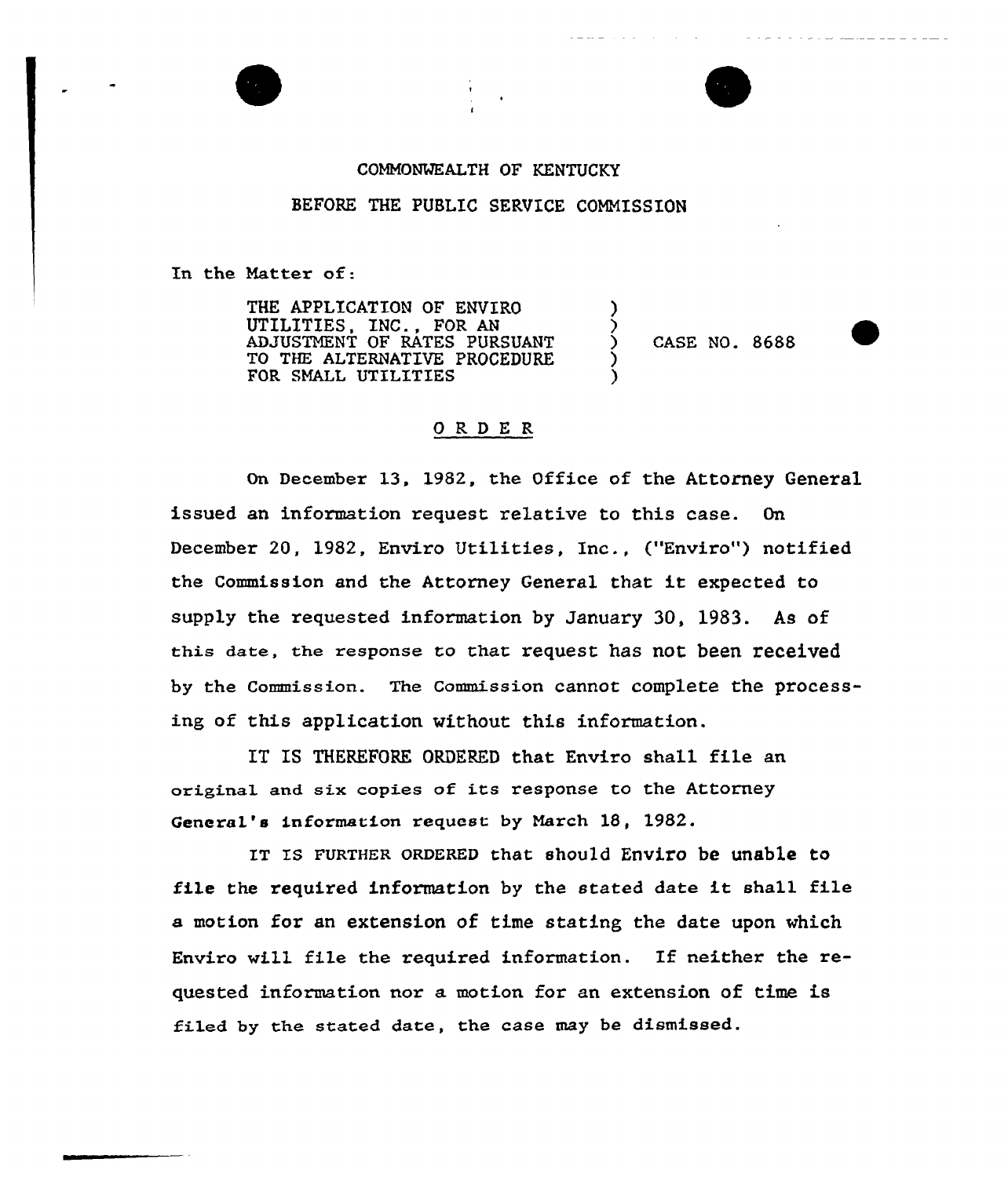COMMONWEALTH OF KENTUCKY

BEFORE THE PUBLIC SERVICE COMMISSION

In the Matter of:

THE APPLICATION OF ENVIRO UTILITIES, INC., FOR AN ADJUSTMENT OF RATES PURSUANT TO THE ALTERNATIVE PROCEDURE FOR SMALL UTILITIES ) CASE NO. 8688

## O R D E R

On December 13, 1982, the Office of the Attorney General issued an information request relative to this case. On December 20, 1982, Enviro Utilities, Inc., ("Enviro") notified the Commission and the Attorney General that it expected to supply the requested information by January 30, 1983. As of this date, the response to that request has not been received by the Commission. The Commission cannot complete the processing of this application without this information.

IT IS THEREFORE ORDERED that Enviro shall file an original and six copies of its response to the Attorney General's information request by March 18, 1982.

IT IS FURTHER ORDERED that should Enviro be unable to file the required information by the stated date it shall file a motion for an extension of time stating the date upon which Enviro will file the required information. If neither the requested information nor a motion for an extension of time is filed by the stated date, the case may be dismissed.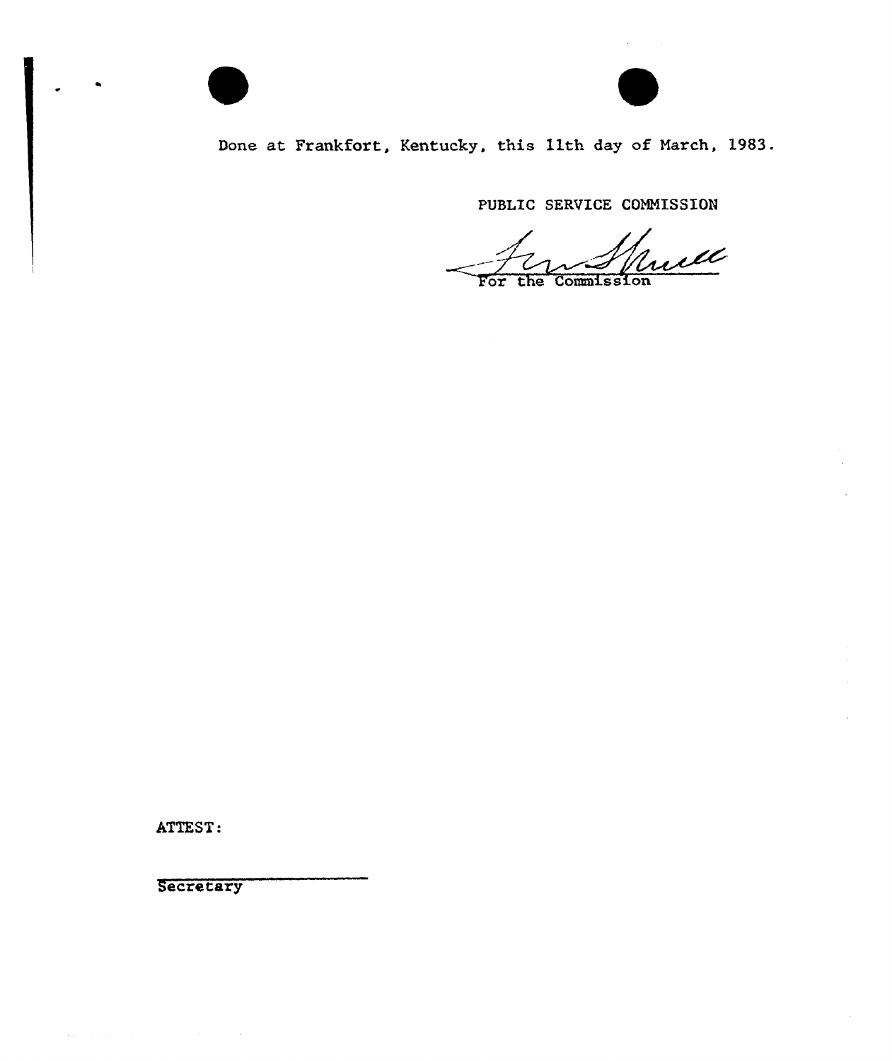Done at Frankfort, Kentucky, this 11th day of March, 1983.

PUBLIC SERVICE COMMISSION

For the Commission

ATTEST:

Secretary